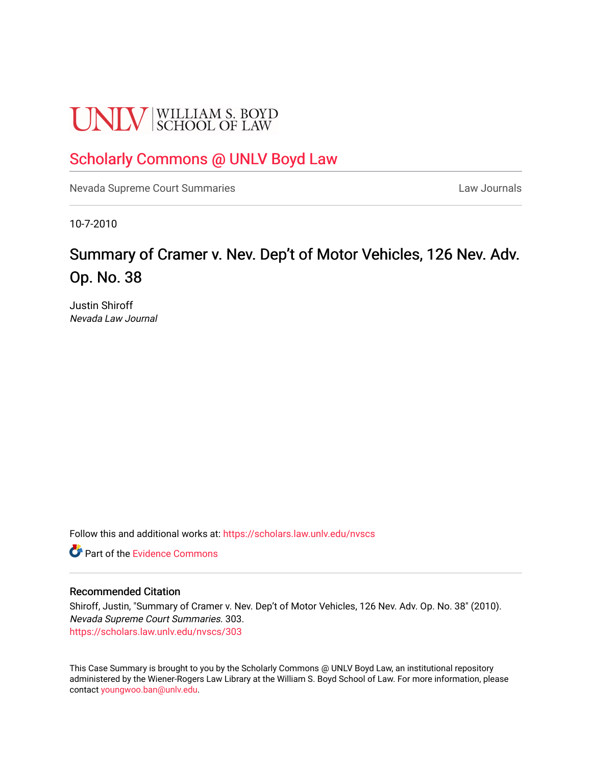UNLV | WILLIAM S. BOYD SCHOOL OF LAW

# Scholarly Commons @ UNLV Boyd Law

Nevada Supreme Court Summaries

Law Journals

10-7-2010

## Summary of Cramer v. Nev. Dep't of Motor Vehicles, 126 Nev. Adv. Op. No. 38

Justin Shiroff
*Nevada Law Journal*

Follow this and additional works at: https://scholars.law.unlv.edu/nvscs

Part of the Evidence Commons

### Recommended Citation

Shiroff, Justin, "Summary of Cramer v. Nev. Dep't of Motor Vehicles, 126 Nev. Adv. Op. No. 38" (2010). *Nevada Supreme Court Summaries*. 303.
https://scholars.law.unlv.edu/nvscs/303

This Case Summary is brought to you by the Scholarly Commons @ UNLV Boyd Law, an institutional repository administered by the Wiener-Rogers Law Library at the William S. Boyd School of Law. For more information, please contact youngwoo.ban@unlv.edu.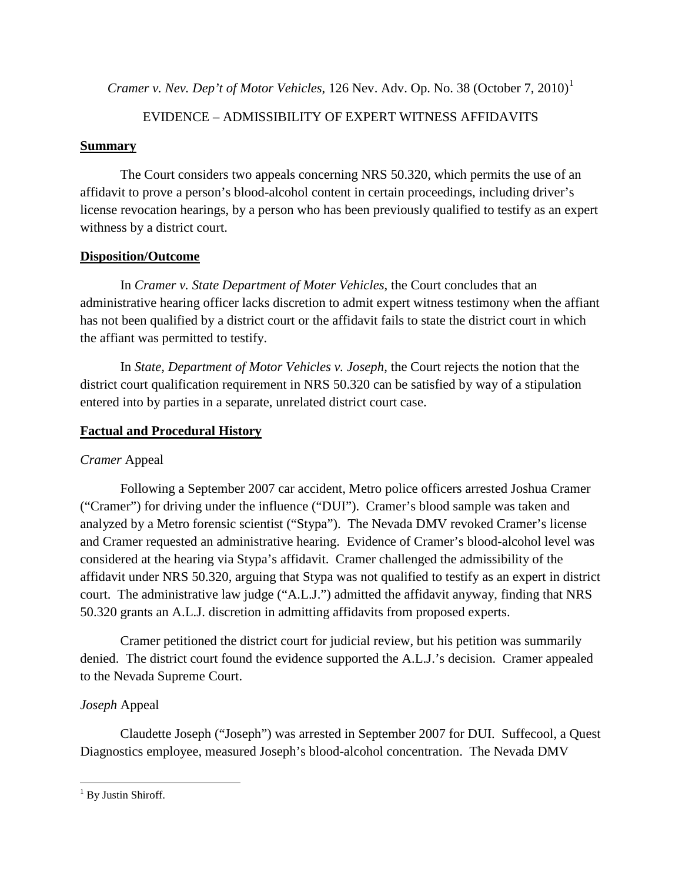*Cramer v. Nev. Dep't of Motor Vehicles*, 126 Nev. Adv. Op. No. 38 (October 7, 2010)[1]

EVIDENCE – ADMISSIBILITY OF EXPERT WITNESS AFFIDAVITS

**Summary**

The Court considers two appeals concerning NRS 50.320, which permits the use of an affidavit to prove a person's blood-alcohol content in certain proceedings, including driver's license revocation hearings, by a person who has been previously qualified to testify as an expert withness by a district court.

**Disposition/Outcome**

In *Cramer v. State Department of Moter Vehicles*, the Court concludes that an administrative hearing officer lacks discretion to admit expert witness testimony when the affiant has not been qualified by a district court or the affidavit fails to state the district court in which the affiant was permitted to testify.

In *State, Department of Motor Vehicles v. Joseph*, the Court rejects the notion that the district court qualification requirement in NRS 50.320 can be satisfied by way of a stipulation entered into by parties in a separate, unrelated district court case.

**Factual and Procedural History**

*Cramer* Appeal

Following a September 2007 car accident, Metro police officers arrested Joshua Cramer ("Cramer") for driving under the influence ("DUI"). Cramer's blood sample was taken and analyzed by a Metro forensic scientist ("Stypa"). The Nevada DMV revoked Cramer's license and Cramer requested an administrative hearing. Evidence of Cramer's blood-alcohol level was considered at the hearing via Stypa's affidavit. Cramer challenged the admissibility of the affidavit under NRS 50.320, arguing that Stypa was not qualified to testify as an expert in district court. The administrative law judge ("A.L.J.") admitted the affidavit anyway, finding that NRS 50.320 grants an A.L.J. discretion in admitting affidavits from proposed experts.

Cramer petitioned the district court for judicial review, but his petition was summarily denied. The district court found the evidence supported the A.L.J.'s decision. Cramer appealed to the Nevada Supreme Court.

*Joseph* Appeal

Claudette Joseph ("Joseph") was arrested in September 2007 for DUI. Suffecool, a Quest Diagnostics employee, measured Joseph's blood-alcohol concentration. The Nevada DMV

[1] By Justin Shiroff.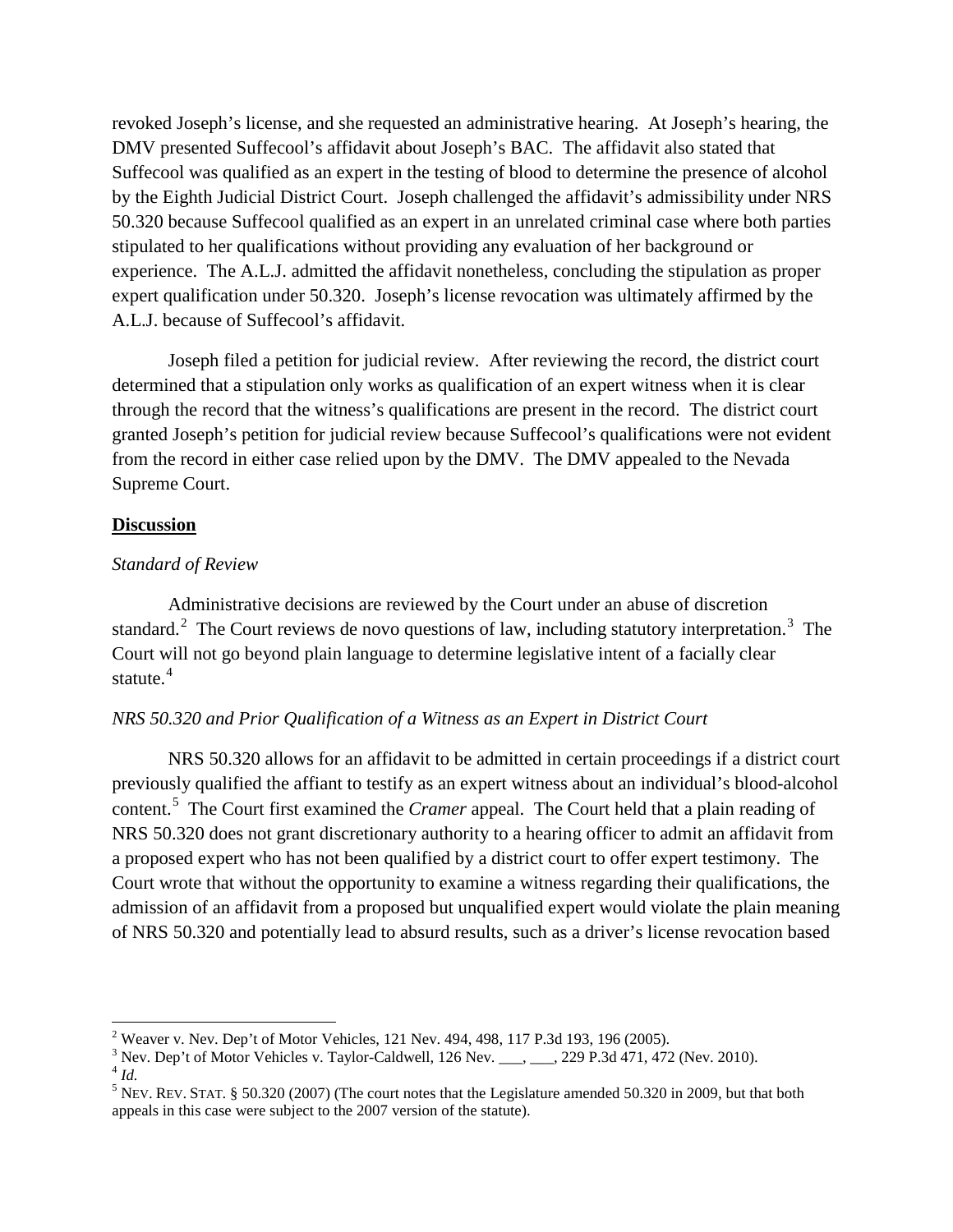revoked Joseph's license, and she requested an administrative hearing. At Joseph's hearing, the DMV presented Suffecool's affidavit about Joseph's BAC. The affidavit also stated that Suffecool was qualified as an expert in the testing of blood to determine the presence of alcohol by the Eighth Judicial District Court. Joseph challenged the affidavit's admissibility under NRS 50.320 because Suffecool qualified as an expert in an unrelated criminal case where both parties stipulated to her qualifications without providing any evaluation of her background or experience. The A.L.J. admitted the affidavit nonetheless, concluding the stipulation as proper expert qualification under 50.320. Joseph's license revocation was ultimately affirmed by the A.L.J. because of Suffecool's affidavit.

Joseph filed a petition for judicial review. After reviewing the record, the district court determined that a stipulation only works as qualification of an expert witness when it is clear through the record that the witness's qualifications are present in the record. The district court granted Joseph's petition for judicial review because Suffecool's qualifications were not evident from the record in either case relied upon by the DMV. The DMV appealed to the Nevada Supreme Court.

**Discussion**

*Standard of Review*

Administrative decisions are reviewed by the Court under an abuse of discretion standard.[2] The Court reviews de novo questions of law, including statutory interpretation.[3] The Court will not go beyond plain language to determine legislative intent of a facially clear statute.[4]

*NRS 50.320 and Prior Qualification of a Witness as an Expert in District Court*

NRS 50.320 allows for an affidavit to be admitted in certain proceedings if a district court previously qualified the affiant to testify as an expert witness about an individual's blood-alcohol content.[5] The Court first examined the *Cramer* appeal. The Court held that a plain reading of NRS 50.320 does not grant discretionary authority to a hearing officer to admit an affidavit from a proposed expert who has not been qualified by a district court to offer expert testimony. The Court wrote that without the opportunity to examine a witness regarding their qualifications, the admission of an affidavit from a proposed but unqualified expert would violate the plain meaning of NRS 50.320 and potentially lead to absurd results, such as a driver's license revocation based

---

[2] Weaver v. Nev. Dep't of Motor Vehicles, 121 Nev. 494, 498, 117 P.3d 193, 196 (2005).

[3] Nev. Dep't of Motor Vehicles v. Taylor-Caldwell, 126 Nev. \_\_\_, \_\_\_, 229 P.3d 471, 472 (Nev. 2010).

[4] *Id.*

[5] NEV. REV. STAT. § 50.320 (2007) (The court notes that the Legislature amended 50.320 in 2009, but that both appeals in this case were subject to the 2007 version of the statute).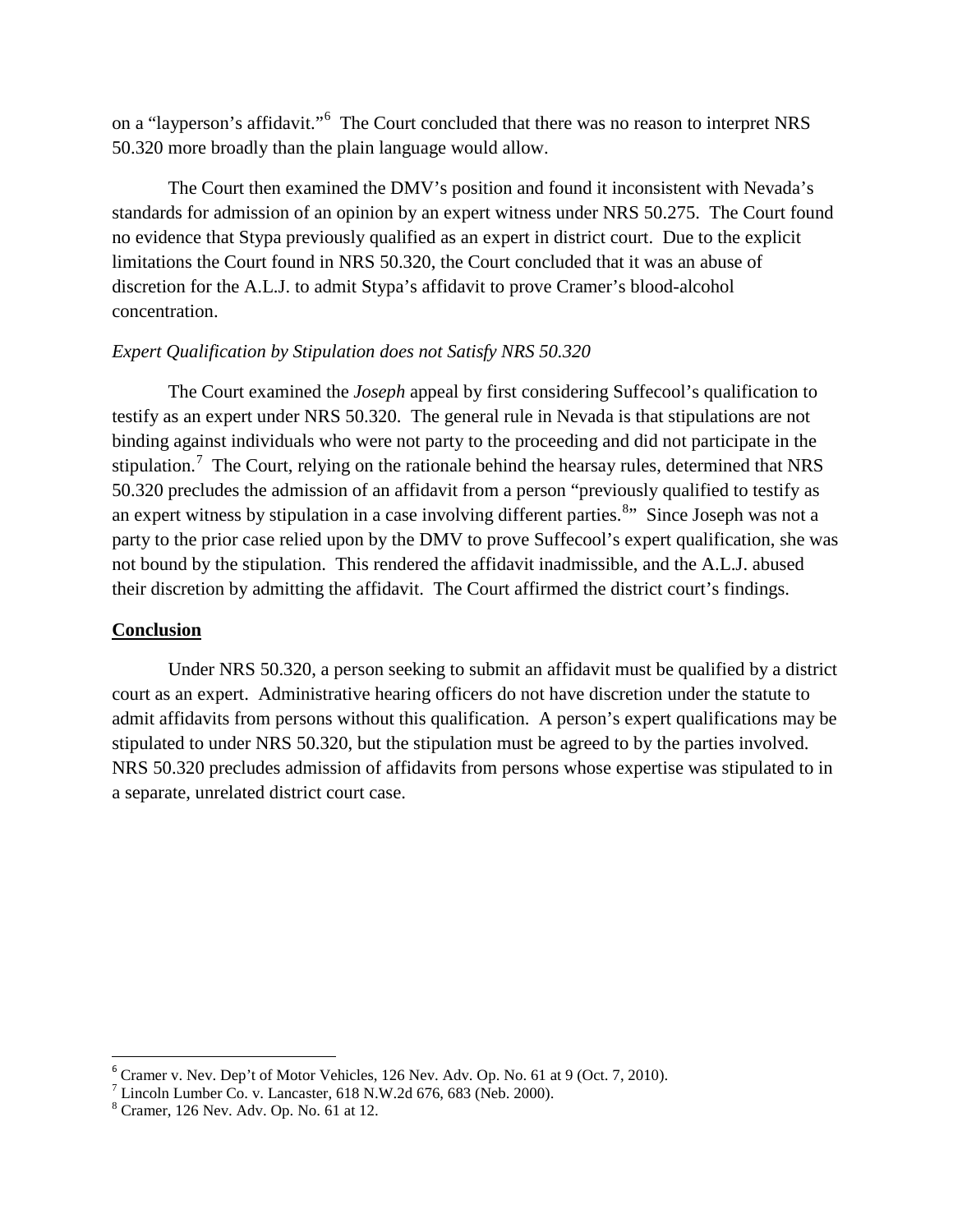on a "layperson's affidavit."[6] The Court concluded that there was no reason to interpret NRS 50.320 more broadly than the plain language would allow.

The Court then examined the DMV's position and found it inconsistent with Nevada's standards for admission of an opinion by an expert witness under NRS 50.275. The Court found no evidence that Stypa previously qualified as an expert in district court. Due to the explicit limitations the Court found in NRS 50.320, the Court concluded that it was an abuse of discretion for the A.L.J. to admit Stypa's affidavit to prove Cramer's blood-alcohol concentration.

*Expert Qualification by Stipulation does not Satisfy NRS 50.320*

The Court examined the *Joseph* appeal by first considering Suffecool's qualification to testify as an expert under NRS 50.320. The general rule in Nevada is that stipulations are not binding against individuals who were not party to the proceeding and did not participate in the stipulation.[7] The Court, relying on the rationale behind the hearsay rules, determined that NRS 50.320 precludes the admission of an affidavit from a person "previously qualified to testify as an expert witness by stipulation in a case involving different parties.[8]" Since Joseph was not a party to the prior case relied upon by the DMV to prove Suffecool's expert qualification, she was not bound by the stipulation. This rendered the affidavit inadmissible, and the A.L.J. abused their discretion by admitting the affidavit. The Court affirmed the district court's findings.

**Conclusion**

Under NRS 50.320, a person seeking to submit an affidavit must be qualified by a district court as an expert. Administrative hearing officers do not have discretion under the statute to admit affidavits from persons without this qualification. A person's expert qualifications may be stipulated to under NRS 50.320, but the stipulation must be agreed to by the parties involved. NRS 50.320 precludes admission of affidavits from persons whose expertise was stipulated to in a separate, unrelated district court case.

---

[6] Cramer v. Nev. Dep't of Motor Vehicles, 126 Nev. Adv. Op. No. 61 at 9 (Oct. 7, 2010).
[7] Lincoln Lumber Co. v. Lancaster, 618 N.W.2d 676, 683 (Neb. 2000).
[8] Cramer, 126 Nev. Adv. Op. No. 61 at 12.